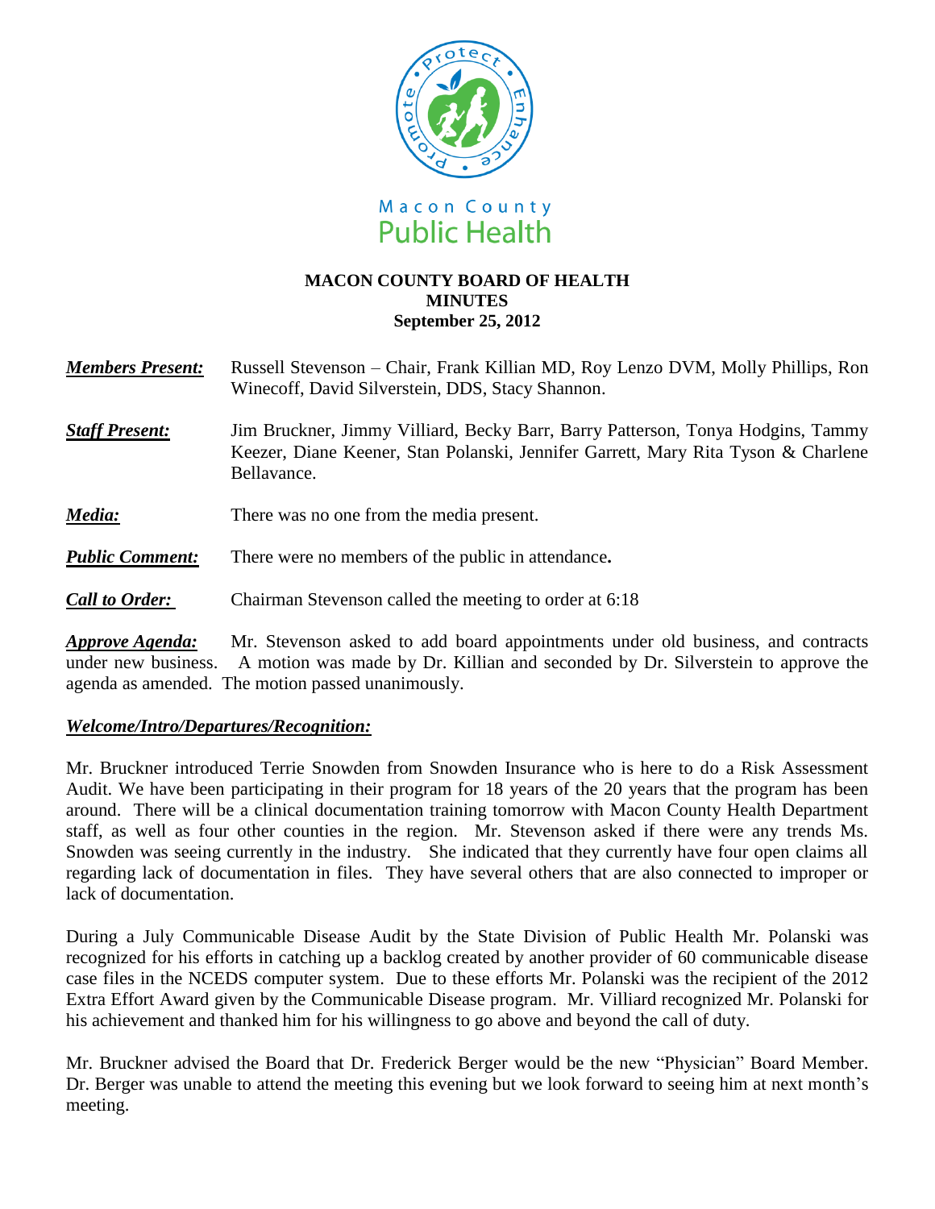Macon County
Public Health

# MACON COUNTY BOARD OF HEALTH
## MINUTES
### September 25, 2012

***Members Present:*** Russell Stevenson – Chair, Frank Killian MD, Roy Lenzo DVM, Molly Phillips, Ron Winecoff, David Silverstein, DDS, Stacy Shannon.

***Staff Present:*** Jim Bruckner, Jimmy Villiard, Becky Barr, Barry Patterson, Tonya Hodgins, Tammy Keezer, Diane Keener, Stan Polanski, Jennifer Garrett, Mary Rita Tyson & Charlene Bellavance.

***Media:*** There was no one from the media present.

***Public Comment:*** There were no members of the public in attendance**.**

***Call to Order:*** Chairman Stevenson called the meeting to order at 6:18

***Approve Agenda:*** Mr. Stevenson asked to add board appointments under old business, and contracts under new business. A motion was made by Dr. Killian and seconded by Dr. Silverstein to approve the agenda as amended. The motion passed unanimously.

***Welcome/Intro/Departures/Recognition:***

Mr. Bruckner introduced Terrie Snowden from Snowden Insurance who is here to do a Risk Assessment Audit. We have been participating in their program for 18 years of the 20 years that the program has been around. There will be a clinical documentation training tomorrow with Macon County Health Department staff, as well as four other counties in the region. Mr. Stevenson asked if there were any trends Ms. Snowden was seeing currently in the industry. She indicated that they currently have four open claims all regarding lack of documentation in files. They have several others that are also connected to improper or lack of documentation.

During a July Communicable Disease Audit by the State Division of Public Health Mr. Polanski was recognized for his efforts in catching up a backlog created by another provider of 60 communicable disease case files in the NCEDS computer system. Due to these efforts Mr. Polanski was the recipient of the 2012 Extra Effort Award given by the Communicable Disease program. Mr. Villiard recognized Mr. Polanski for his achievement and thanked him for his willingness to go above and beyond the call of duty.

Mr. Bruckner advised the Board that Dr. Frederick Berger would be the new "Physician" Board Member. Dr. Berger was unable to attend the meeting this evening but we look forward to seeing him at next month's meeting.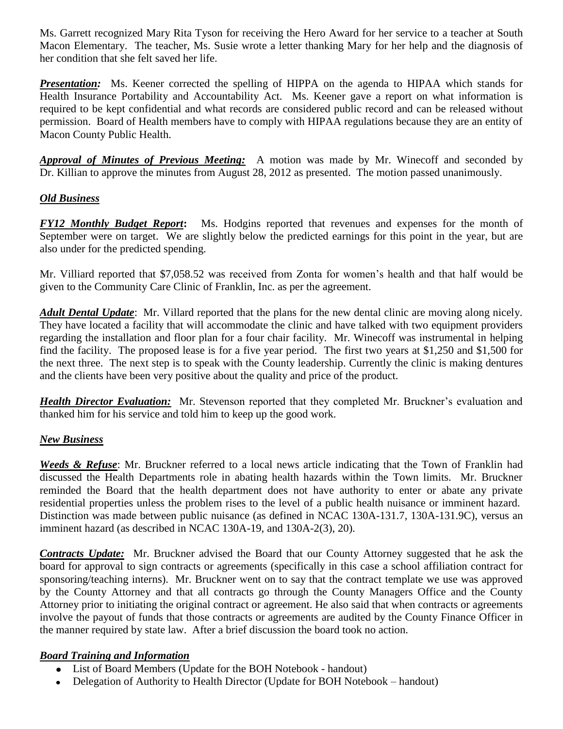Ms. Garrett recognized Mary Rita Tyson for receiving the Hero Award for her service to a teacher at South Macon Elementary. The teacher, Ms. Susie wrote a letter thanking Mary for her help and the diagnosis of her condition that she felt saved her life.

***Presentation:*** Ms. Keener corrected the spelling of HIPPA on the agenda to HIPAA which stands for Health Insurance Portability and Accountability Act. Ms. Keener gave a report on what information is required to be kept confidential and what records are considered public record and can be released without permission. Board of Health members have to comply with HIPAA regulations because they are an entity of Macon County Public Health.

***Approval of Minutes of Previous Meeting:*** A motion was made by Mr. Winecoff and seconded by Dr. Killian to approve the minutes from August 28, 2012 as presented. The motion passed unanimously.

## ***Old Business***

***FY12 Monthly Budget Report*:** Ms. Hodgins reported that revenues and expenses for the month of September were on target. We are slightly below the predicted earnings for this point in the year, but are also under for the predicted spending.

Mr. Villiard reported that $7,058.52 was received from Zonta for women's health and that half would be given to the Community Care Clinic of Franklin, Inc. as per the agreement.

***Adult Dental Update***: Mr. Villard reported that the plans for the new dental clinic are moving along nicely. They have located a facility that will accommodate the clinic and have talked with two equipment providers regarding the installation and floor plan for a four chair facility. Mr. Winecoff was instrumental in helping find the facility. The proposed lease is for a five year period. The first two years at $1,250 and $1,500 for the next three. The next step is to speak with the County leadership. Currently the clinic is making dentures and the clients have been very positive about the quality and price of the product.

***Health Director Evaluation:*** Mr. Stevenson reported that they completed Mr. Bruckner's evaluation and thanked him for his service and told him to keep up the good work.

## ***New Business***

***Weeds & Refuse***: Mr. Bruckner referred to a local news article indicating that the Town of Franklin had discussed the Health Departments role in abating health hazards within the Town limits. Mr. Bruckner reminded the Board that the health department does not have authority to enter or abate any private residential properties unless the problem rises to the level of a public health nuisance or imminent hazard. Distinction was made between public nuisance (as defined in NCAC 130A-131.7, 130A-131.9C), versus an imminent hazard (as described in NCAC 130A-19, and 130A-2(3), 20).

***Contracts Update:*** Mr. Bruckner advised the Board that our County Attorney suggested that he ask the board for approval to sign contracts or agreements (specifically in this case a school affiliation contract for sponsoring/teaching interns). Mr. Bruckner went on to say that the contract template we use was approved by the County Attorney and that all contracts go through the County Managers Office and the County Attorney prior to initiating the original contract or agreement. He also said that when contracts or agreements involve the payout of funds that those contracts or agreements are audited by the County Finance Officer in the manner required by state law. After a brief discussion the board took no action.

## ***Board Training and Information***

- List of Board Members (Update for the BOH Notebook - handout)
- Delegation of Authority to Health Director (Update for BOH Notebook – handout)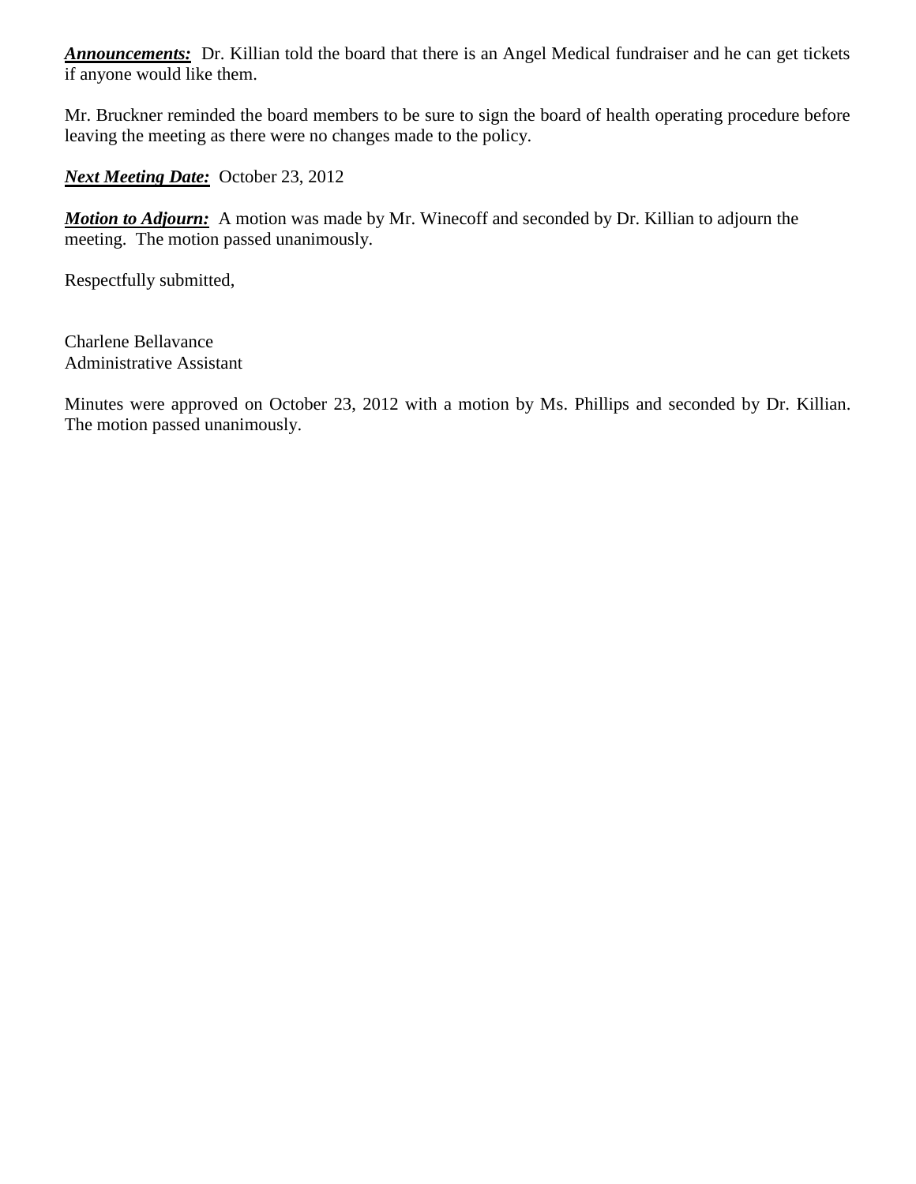***Announcements:*** Dr. Killian told the board that there is an Angel Medical fundraiser and he can get tickets if anyone would like them.

Mr. Bruckner reminded the board members to be sure to sign the board of health operating procedure before leaving the meeting as there were no changes made to the policy.

***Next Meeting Date:*** October 23, 2012

***Motion to Adjourn:*** A motion was made by Mr. Winecoff and seconded by Dr. Killian to adjourn the meeting. The motion passed unanimously.

Respectfully submitted,

Charlene Bellavance
Administrative Assistant

Minutes were approved on October 23, 2012 with a motion by Ms. Phillips and seconded by Dr. Killian. The motion passed unanimously.